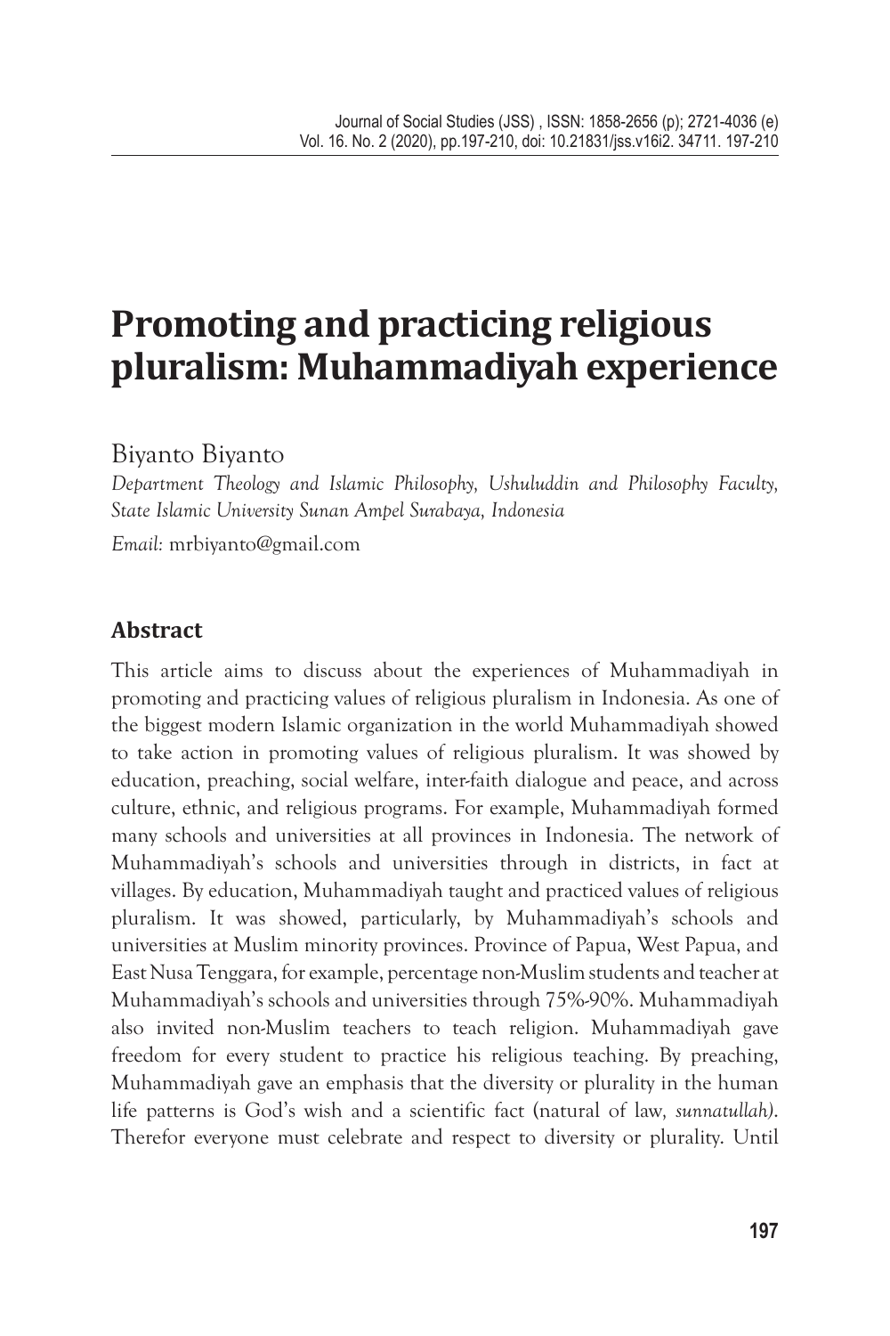# Promoting and practicing religious pluralism: Muhammadiyah experience

Biyanto Biyanto

*Department Theology and Islamic Philosophy, Ushuluddin and Philosophy Faculty, State Islamic University Sunan Ampel Surabaya, Indonesia*

*Email:* mrbiyanto@gmail.com

## Abstract

This article aims to discuss about the experiences of Muhammadiyah in promoting and practicing values of religious pluralism in Indonesia. As one of the biggest modern Islamic organization in the world Muhammadiyah showed to take action in promoting values of religious pluralism. It was showed by education, preaching, social welfare, inter-faith dialogue and peace, and across culture, ethnic, and religious programs. For example, Muhammadiyah formed many schools and universities at all provinces in Indonesia. The network of Muhammadiyah's schools and universities through in districts, in fact at villages. By education, Muhammadiyah taught and practiced values of religious pluralism. It was showed, particularly, by Muhammadiyah's schools and universities at Muslim minority provinces. Province of Papua, West Papua, and East Nusa Tenggara, for example, percentage non-Muslim students and teacher at Muhammadiyah's schools and universities through 75%-90%. Muhammadiyah also invited non-Muslim teachers to teach religion. Muhammadiyah gave freedom for every student to practice his religious teaching. By preaching, Muhammadiyah gave an emphasis that the diversity or plurality in the human life patterns is God's wish and a scientific fact (natural of law, *sunnatullah)*. Therefor everyone must celebrate and respect to diversity or plurality. Until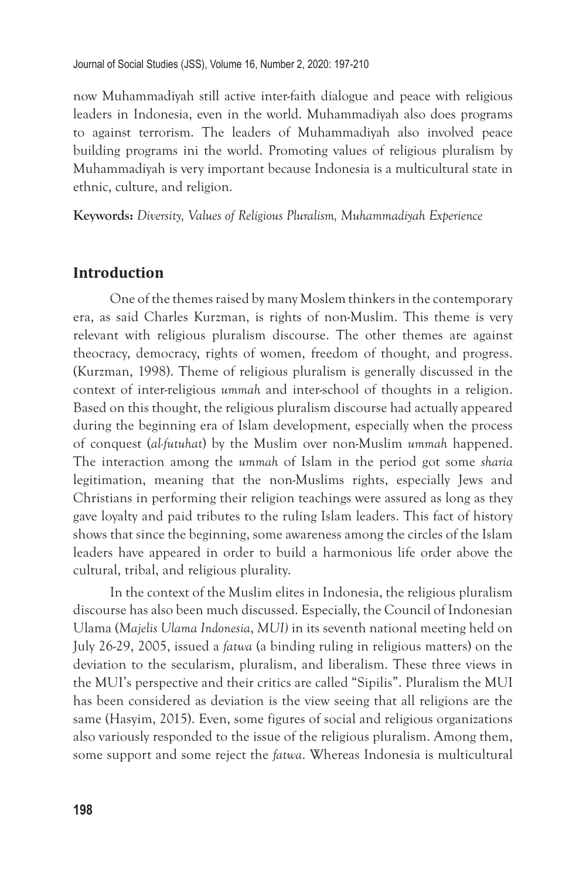now Muhammadiyah still active inter-faith dialogue and peace with religious leaders in Indonesia, even in the world. Muhammadiyah also does programs to against terrorism. The leaders of Muhammadiyah also involved peace building programs ini the world. Promoting values of religious pluralism by Muhammadiyah is very important because Indonesia is a multicultural state in ethnic, culture, and religion.

**Keywords:** *Diversity, Values of Religious Pluralism, Muhammadiyah Experience*

## Introduction

One of the themes raised by many Moslem thinkers in the contemporary era, as said Charles Kurzman, is rights of non-Muslim. This theme is very relevant with religious pluralism discourse. The other themes are against theocracy, democracy, rights of women, freedom of thought, and progress. (Kurzman, 1998). Theme of religious pluralism is generally discussed in the context of inter-religious *ummah* and inter-school of thoughts in a religion. Based on this thought, the religious pluralism discourse had actually appeared during the beginning era of Islam development, especially when the process of conquest (*al-futuhat*) by the Muslim over non-Muslim *ummah* happened. The interaction among the *ummah* of Islam in the period got some *sharia* legitimation, meaning that the non-Muslims rights, especially Jews and Christians in performing their religion teachings were assured as long as they gave loyalty and paid tributes to the ruling Islam leaders. This fact of history shows that since the beginning, some awareness among the circles of the Islam leaders have appeared in order to build a harmonious life order above the cultural, tribal, and religious plurality.

In the context of the Muslim elites in Indonesia, the religious pluralism discourse has also been much discussed. Especially, the Council of Indonesian Ulama (*Majelis Ulama Indonesia*, *MUI)* in its seventh national meeting held on July 26-29, 2005, issued a *fatwa* (a binding ruling in religious matters) on the deviation to the secularism, pluralism, and liberalism. These three views in the MUI's perspective and their critics are called "Sipilis". Pluralism the MUI has been considered as deviation is the view seeing that all religions are the same (Hasyim, 2015). Even, some figures of social and religious organizations also variously responded to the issue of the religious pluralism. Among them, some support and some reject the *fatwa*. Whereas Indonesia is multicultural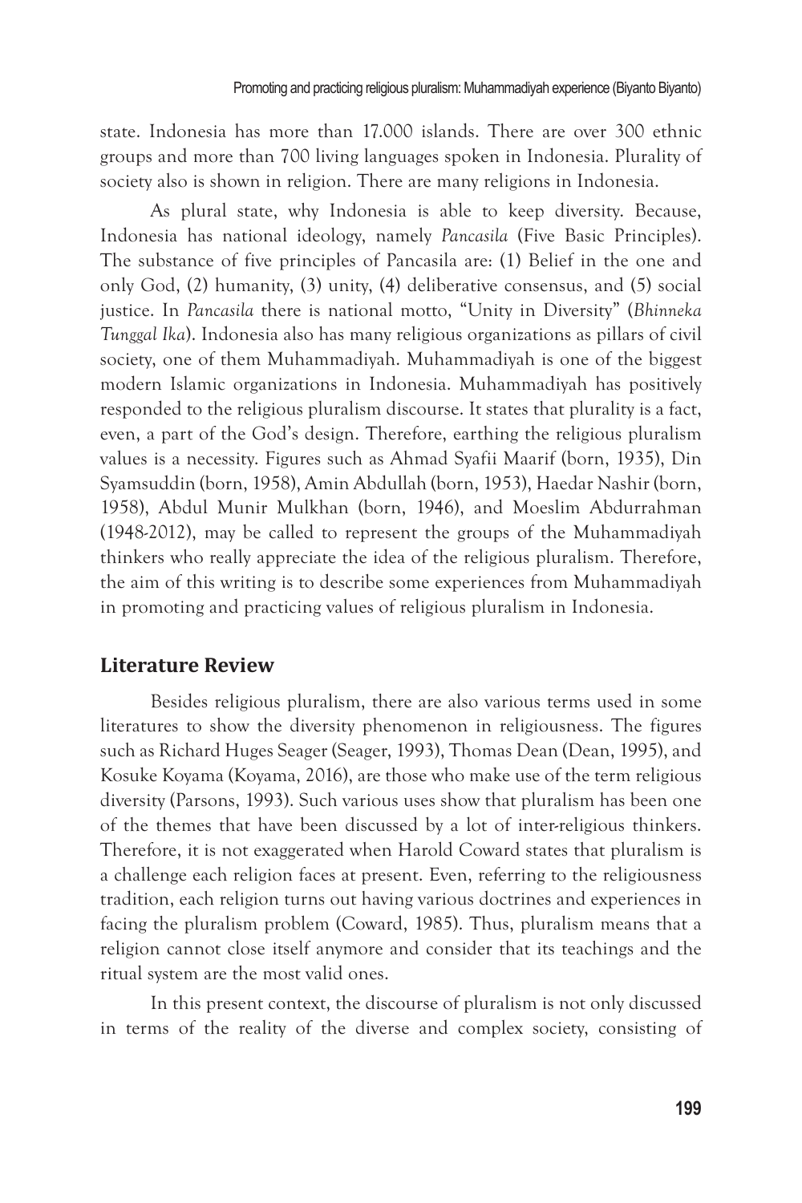state. Indonesia has more than 17.000 islands. There are over 300 ethnic groups and more than 700 living languages spoken in Indonesia. Plurality of society also is shown in religion. There are many religions in Indonesia.

As plural state, why Indonesia is able to keep diversity. Because, Indonesia has national ideology, namely *Pancasila* (Five Basic Principles). The substance of five principles of Pancasila are: (1) Belief in the one and only God, (2) humanity, (3) unity, (4) deliberative consensus, and (5) social justice. In *Pancasila* there is national motto, "Unity in Diversity" (*Bhinneka Tunggal Ika*). Indonesia also has many religious organizations as pillars of civil society, one of them Muhammadiyah. Muhammadiyah is one of the biggest modern Islamic organizations in Indonesia. Muhammadiyah has positively responded to the religious pluralism discourse. It states that plurality is a fact, even, a part of the God's design. Therefore, earthing the religious pluralism values is a necessity. Figures such as Ahmad Syafii Maarif (born, 1935), Din Syamsuddin (born, 1958), Amin Abdullah (born, 1953), Haedar Nashir (born, 1958), Abdul Munir Mulkhan (born, 1946), and Moeslim Abdurrahman (1948-2012), may be called to represent the groups of the Muhammadiyah thinkers who really appreciate the idea of the religious pluralism. Therefore, the aim of this writing is to describe some experiences from Muhammadiyah in promoting and practicing values of religious pluralism in Indonesia.

## Literature Review

Besides religious pluralism, there are also various terms used in some literatures to show the diversity phenomenon in religiousness. The figures such as Richard Huges Seager (Seager, 1993), Thomas Dean (Dean, 1995), and Kosuke Koyama (Koyama, 2016), are those who make use of the term religious diversity (Parsons, 1993). Such various uses show that pluralism has been one of the themes that have been discussed by a lot of inter-religious thinkers. Therefore, it is not exaggerated when Harold Coward states that pluralism is a challenge each religion faces at present. Even, referring to the religiousness tradition, each religion turns out having various doctrines and experiences in facing the pluralism problem (Coward, 1985). Thus, pluralism means that a religion cannot close itself anymore and consider that its teachings and the ritual system are the most valid ones.

In this present context, the discourse of pluralism is not only discussed in terms of the reality of the diverse and complex society, consisting of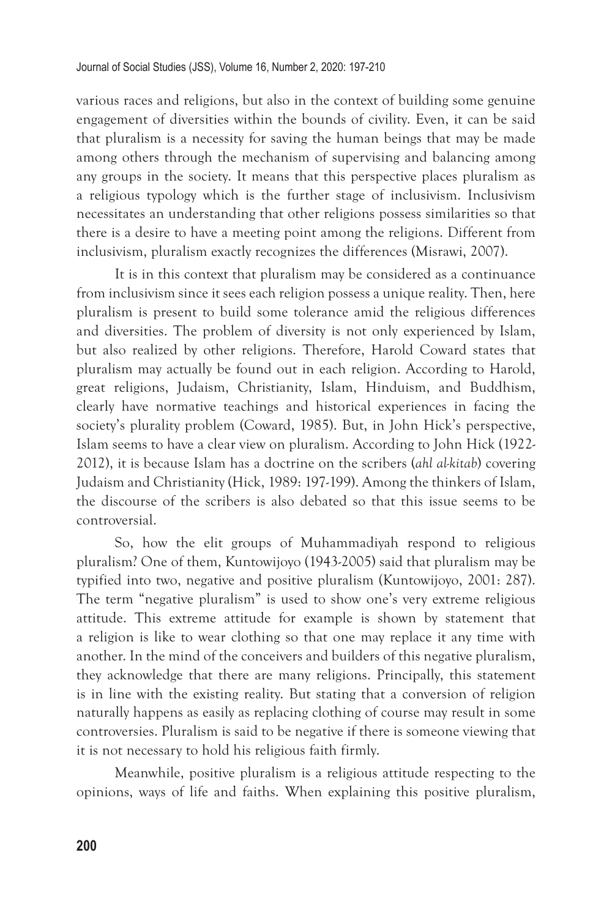various races and religions, but also in the context of building some genuine engagement of diversities within the bounds of civility. Even, it can be said that pluralism is a necessity for saving the human beings that may be made among others through the mechanism of supervising and balancing among any groups in the society. It means that this perspective places pluralism as a religious typology which is the further stage of inclusivism. Inclusivism necessitates an understanding that other religions possess similarities so that there is a desire to have a meeting point among the religions. Different from inclusivism, pluralism exactly recognizes the differences (Misrawi, 2007).

It is in this context that pluralism may be considered as a continuance from inclusivism since it sees each religion possess a unique reality. Then, here pluralism is present to build some tolerance amid the religious differences and diversities. The problem of diversity is not only experienced by Islam, but also realized by other religions. Therefore, Harold Coward states that pluralism may actually be found out in each religion. According to Harold, great religions, Judaism, Christianity, Islam, Hinduism, and Buddhism, clearly have normative teachings and historical experiences in facing the society's plurality problem (Coward, 1985). But, in John Hick's perspective, Islam seems to have a clear view on pluralism. According to John Hick (1922-2012), it is because Islam has a doctrine on the scribers (*ahl al-kitab*) covering Judaism and Christianity (Hick, 1989: 197-199). Among the thinkers of Islam, the discourse of the scribers is also debated so that this issue seems to be controversial.

So, how the elit groups of Muhammadiyah respond to religious pluralism? One of them, Kuntowijoyo (1943-2005) said that pluralism may be typified into two, negative and positive pluralism (Kuntowijoyo, 2001: 287). The term "negative pluralism" is used to show one's very extreme religious attitude. This extreme attitude for example is shown by statement that a religion is like to wear clothing so that one may replace it any time with another. In the mind of the conceivers and builders of this negative pluralism, they acknowledge that there are many religions. Principally, this statement is in line with the existing reality. But stating that a conversion of religion naturally happens as easily as replacing clothing of course may result in some controversies. Pluralism is said to be negative if there is someone viewing that it is not necessary to hold his religious faith firmly.

Meanwhile, positive pluralism is a religious attitude respecting to the opinions, ways of life and faiths. When explaining this positive pluralism,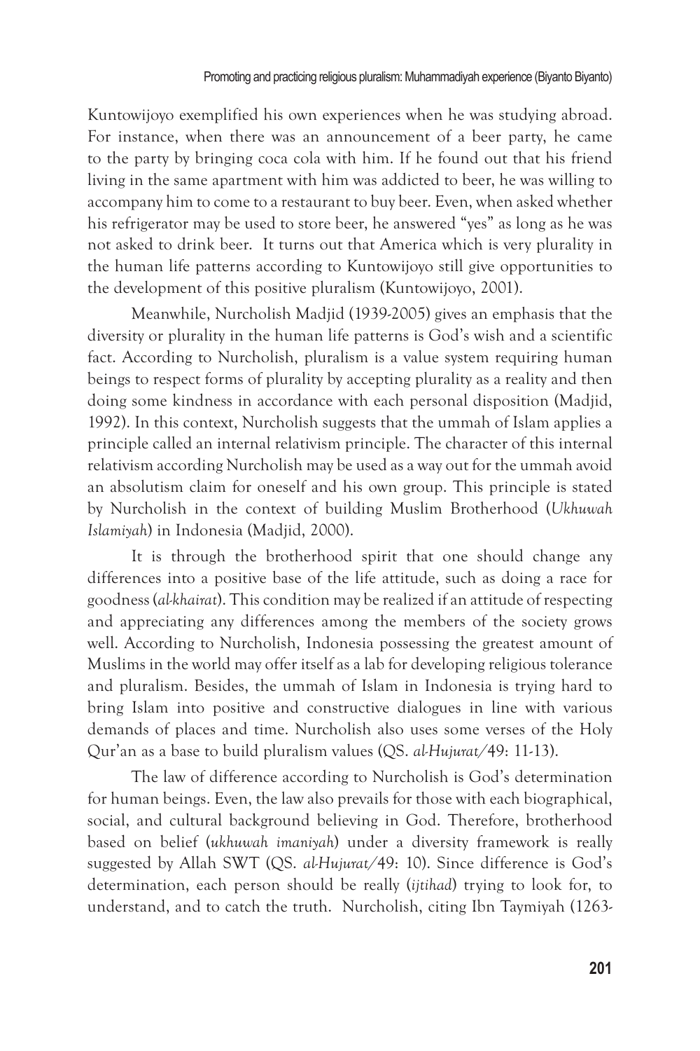Kuntowijoyo exemplified his own experiences when he was studying abroad. For instance, when there was an announcement of a beer party, he came to the party by bringing coca cola with him. If he found out that his friend living in the same apartment with him was addicted to beer, he was willing to accompany him to come to a restaurant to buy beer. Even, when asked whether his refrigerator may be used to store beer, he answered "yes" as long as he was not asked to drink beer. It turns out that America which is very plurality in the human life patterns according to Kuntowijoyo still give opportunities to the development of this positive pluralism (Kuntowijoyo, 2001).

Meanwhile, Nurcholish Madjid (1939-2005) gives an emphasis that the diversity or plurality in the human life patterns is God's wish and a scientific fact. According to Nurcholish, pluralism is a value system requiring human beings to respect forms of plurality by accepting plurality as a reality and then doing some kindness in accordance with each personal disposition (Madjid, 1992). In this context, Nurcholish suggests that the ummah of Islam applies a principle called an internal relativism principle. The character of this internal relativism according Nurcholish may be used as a way out for the ummah avoid an absolutism claim for oneself and his own group. This principle is stated by Nurcholish in the context of building Muslim Brotherhood (*Ukhuwah Islamiyah*) in Indonesia (Madjid, 2000).

It is through the brotherhood spirit that one should change any differences into a positive base of the life attitude, such as doing a race for goodness (*al-khairat*). This condition may be realized if an attitude of respecting and appreciating any differences among the members of the society grows well. According to Nurcholish, Indonesia possessing the greatest amount of Muslims in the world may offer itself as a lab for developing religious tolerance and pluralism. Besides, the ummah of Islam in Indonesia is trying hard to bring Islam into positive and constructive dialogues in line with various demands of places and time. Nurcholish also uses some verses of the Holy Qur'an as a base to build pluralism values (QS. *al-Hujurat*/49: 11-13).

The law of difference according to Nurcholish is God's determination for human beings. Even, the law also prevails for those with each biographical, social, and cultural background believing in God. Therefore, brotherhood based on belief (*ukhuwah imaniyah*) under a diversity framework is really suggested by Allah SWT (QS. *al-Hujurat*/49: 10). Since difference is God's determination, each person should be really (*ijtihad*) trying to look for, to understand, and to catch the truth. Nurcholish, citing Ibn Taymiyah (1263-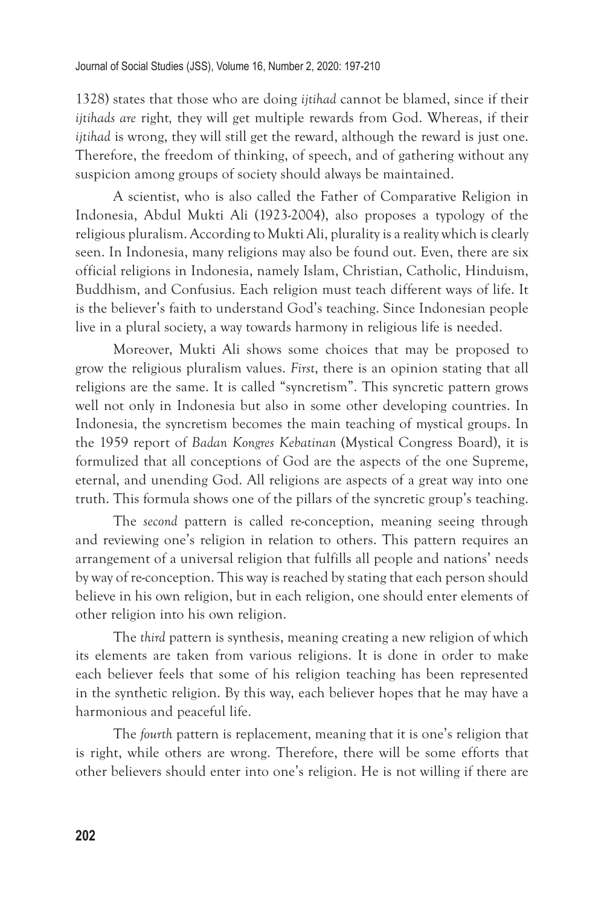1328) states that those who are doing *ijtihad* cannot be blamed, since if their *ijtihads are* right, they will get multiple rewards from God. Whereas, if their *ijtihad* is wrong, they will still get the reward, although the reward is just one. Therefore, the freedom of thinking, of speech, and of gathering without any suspicion among groups of society should always be maintained.

A scientist, who is also called the Father of Comparative Religion in Indonesia, Abdul Mukti Ali (1923-2004), also proposes a typology of the religious pluralism. According to Mukti Ali, plurality is a reality which is clearly seen. In Indonesia, many religions may also be found out. Even, there are six official religions in Indonesia, namely Islam, Christian, Catholic, Hinduism, Buddhism, and Confusius. Each religion must teach different ways of life. It is the believer's faith to understand God's teaching. Since Indonesian people live in a plural society, a way towards harmony in religious life is needed.

Moreover, Mukti Ali shows some choices that may be proposed to grow the religious pluralism values. *First*, there is an opinion stating that all religions are the same. It is called "syncretism". This syncretic pattern grows well not only in Indonesia but also in some other developing countries. In Indonesia, the syncretism becomes the main teaching of mystical groups. In the 1959 report of *Badan Kongres Kebatinan* (Mystical Congress Board), it is formulized that all conceptions of God are the aspects of the one Supreme, eternal, and unending God. All religions are aspects of a great way into one truth. This formula shows one of the pillars of the syncretic group's teaching.

The *second* pattern is called re-conception, meaning seeing through and reviewing one's religion in relation to others. This pattern requires an arrangement of a universal religion that fulfills all people and nations' needs by way of re-conception. This way is reached by stating that each person should believe in his own religion, but in each religion, one should enter elements of other religion into his own religion.

The *third* pattern is synthesis, meaning creating a new religion of which its elements are taken from various religions. It is done in order to make each believer feels that some of his religion teaching has been represented in the synthetic religion. By this way, each believer hopes that he may have a harmonious and peaceful life.

The *fourth* pattern is replacement, meaning that it is one's religion that is right, while others are wrong. Therefore, there will be some efforts that other believers should enter into one's religion. He is not willing if there are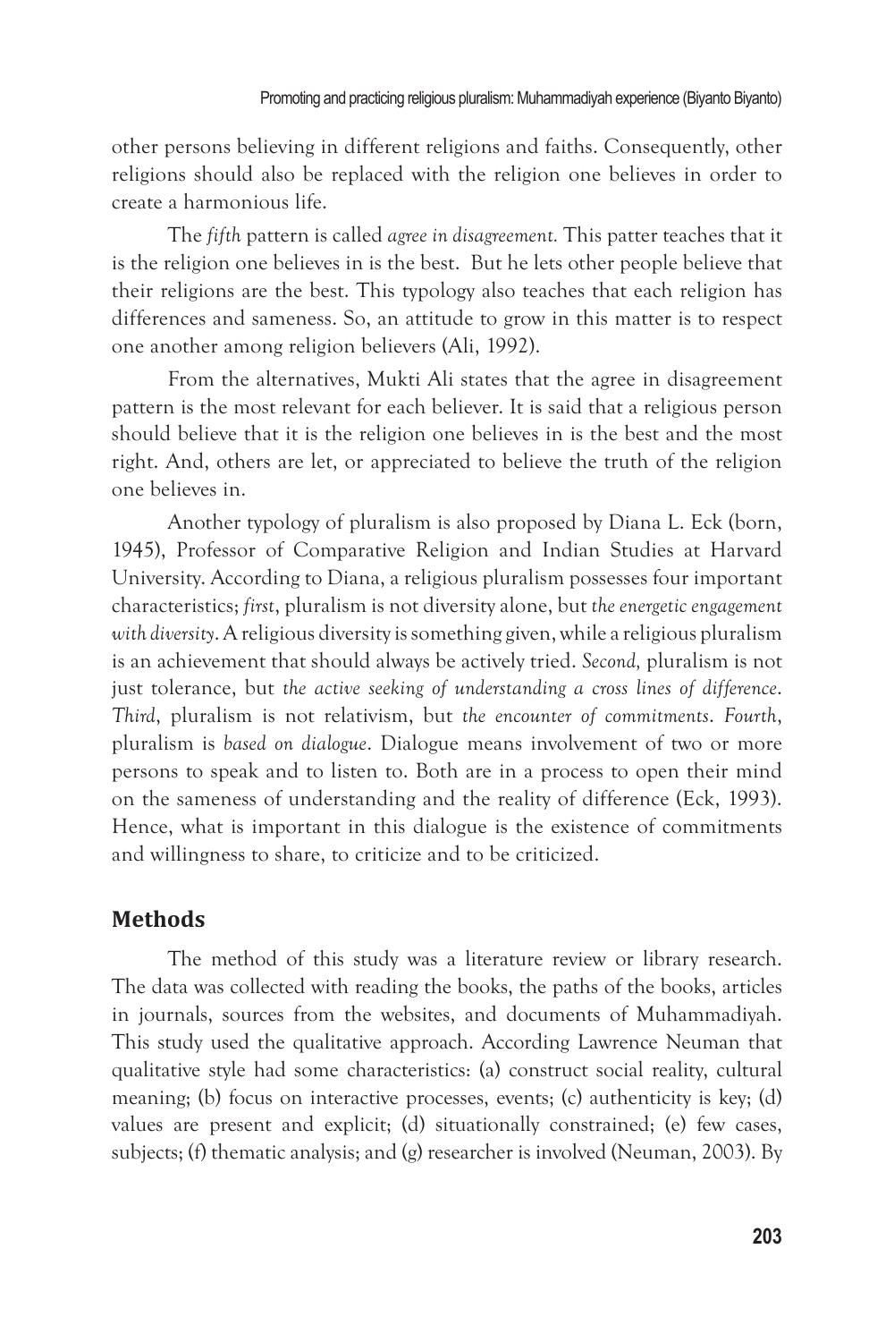other persons believing in different religions and faiths. Consequently, other religions should also be replaced with the religion one believes in order to create a harmonious life.

The *fifth* pattern is called *agree in disagreement.* This patter teaches that it is the religion one believes in is the best. But he lets other people believe that their religions are the best. This typology also teaches that each religion has differences and sameness. So, an attitude to grow in this matter is to respect one another among religion believers (Ali, 1992).

From the alternatives, Mukti Ali states that the agree in disagreement pattern is the most relevant for each believer. It is said that a religious person should believe that it is the religion one believes in is the best and the most right. And, others are let, or appreciated to believe the truth of the religion one believes in.

Another typology of pluralism is also proposed by Diana L. Eck (born, 1945), Professor of Comparative Religion and Indian Studies at Harvard University. According to Diana, a religious pluralism possesses four important characteristics; *first*, pluralism is not diversity alone, but *the energetic engagement with diversity*. A religious diversity is something given, while a religious pluralism is an achievement that should always be actively tried. *Second,* pluralism is not just tolerance, but *the active seeking of understanding a cross lines of difference*. *Third*, pluralism is not relativism, but *the encounter of commitments*. *Fourth*, pluralism is *based on dialogue*. Dialogue means involvement of two or more persons to speak and to listen to. Both are in a process to open their mind on the sameness of understanding and the reality of difference (Eck, 1993). Hence, what is important in this dialogue is the existence of commitments and willingness to share, to criticize and to be criticized.

## Methods

The method of this study was a literature review or library research. The data was collected with reading the books, the paths of the books, articles in journals, sources from the websites, and documents of Muhammadiyah. This study used the qualitative approach. According Lawrence Neuman that qualitative style had some characteristics: (a) construct social reality, cultural meaning; (b) focus on interactive processes, events; (c) authenticity is key; (d) values are present and explicit; (d) situationally constrained; (e) few cases, subjects; (f) thematic analysis; and (g) researcher is involved (Neuman, 2003). By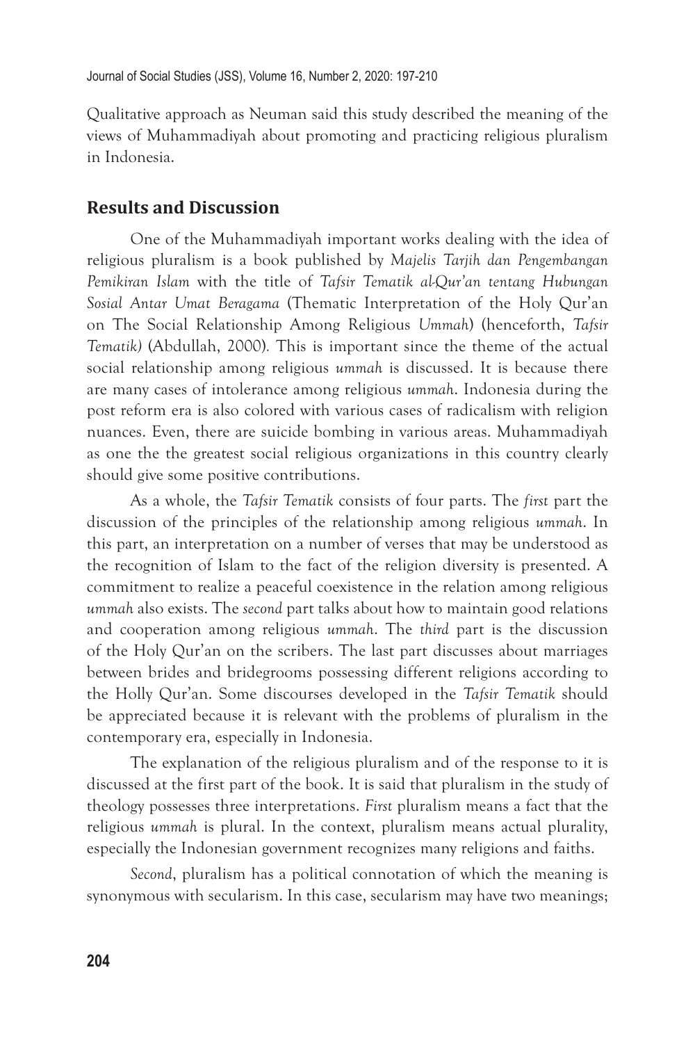Qualitative approach as Neuman said this study described the meaning of the views of Muhammadiyah about promoting and practicing religious pluralism in Indonesia.

## Results and Discussion

One of the Muhammadiyah important works dealing with the idea of religious pluralism is a book published by *Majelis Tarjih dan Pengembangan Pemikiran Islam* with the title of *Tafsir Tematik al-Qur'an tentang Hubungan Sosial Antar Umat Beragama* (Thematic Interpretation of the Holy Qur'an on The Social Relationship Among Religious *Ummah*) (henceforth, *Tafsir Tematik)* (Abdullah, 2000)*.* This is important since the theme of the actual social relationship among religious *ummah* is discussed. It is because there are many cases of intolerance among religious *ummah*. Indonesia during the post reform era is also colored with various cases of radicalism with religion nuances. Even, there are suicide bombing in various areas. Muhammadiyah as one the the greatest social religious organizations in this country clearly should give some positive contributions.

As a whole, the *Tafsir Tematik* consists of four parts. The *first* part the discussion of the principles of the relationship among religious *ummah*. In this part, an interpretation on a number of verses that may be understood as the recognition of Islam to the fact of the religion diversity is presented. A commitment to realize a peaceful coexistence in the relation among religious *ummah* also exists. The *second* part talks about how to maintain good relations and cooperation among religious *ummah*. The *third* part is the discussion of the Holy Qur'an on the scribers. The last part discusses about marriages between brides and bridegrooms possessing different religions according to the Holly Qur'an. Some discourses developed in the *Tafsir Tematik* should be appreciated because it is relevant with the problems of pluralism in the contemporary era, especially in Indonesia.

The explanation of the religious pluralism and of the response to it is discussed at the first part of the book. It is said that pluralism in the study of theology possesses three interpretations. *First* pluralism means a fact that the religious *ummah* is plural. In the context, pluralism means actual plurality, especially the Indonesian government recognizes many religions and faiths.

*Second*, pluralism has a political connotation of which the meaning is synonymous with secularism. In this case, secularism may have two meanings;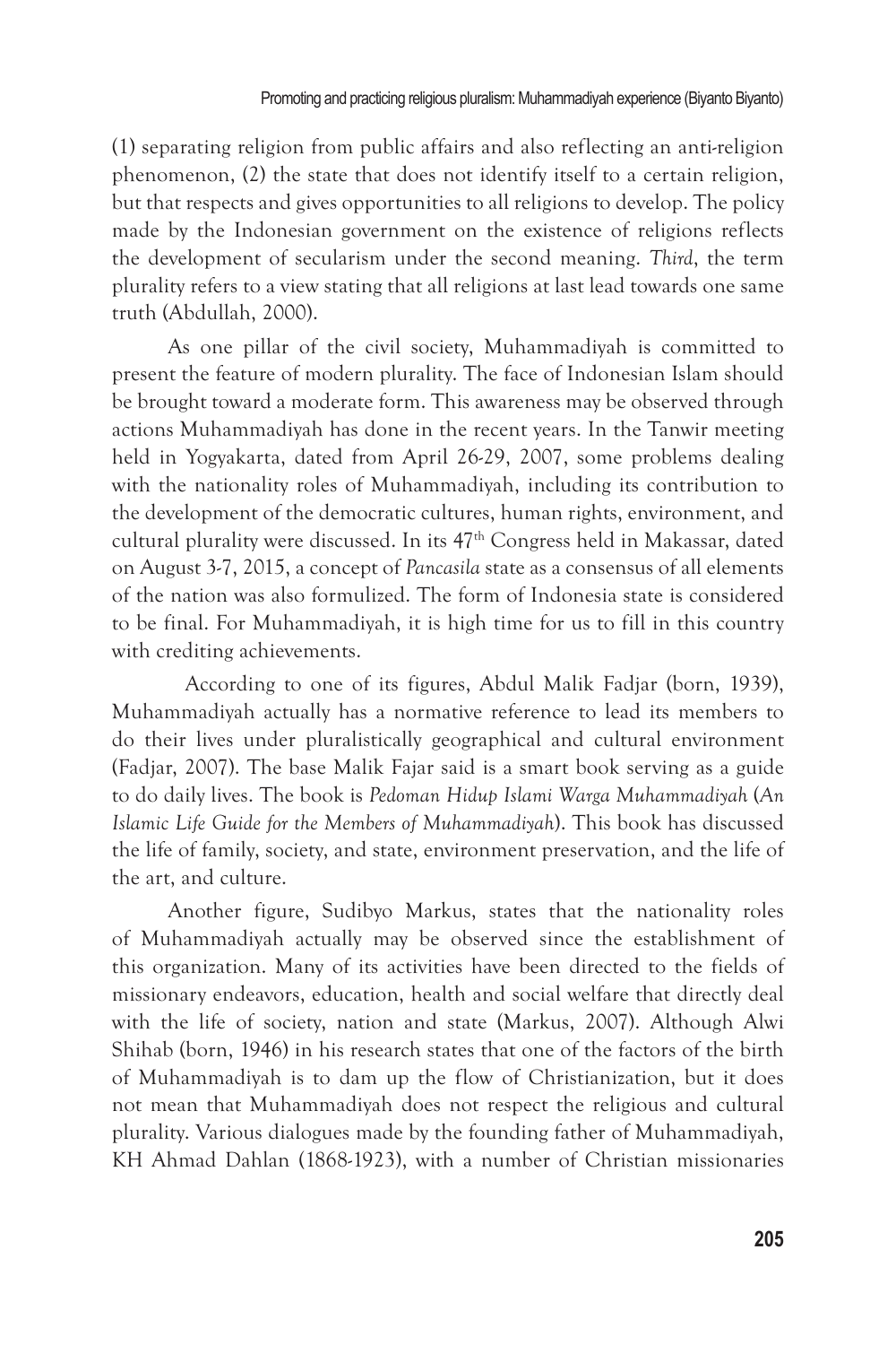(1) separating religion from public affairs and also reflecting an anti-religion phenomenon, (2) the state that does not identify itself to a certain religion, but that respects and gives opportunities to all religions to develop. The policy made by the Indonesian government on the existence of religions reflects the development of secularism under the second meaning. *Third*, the term plurality refers to a view stating that all religions at last lead towards one same truth (Abdullah, 2000).

As one pillar of the civil society, Muhammadiyah is committed to present the feature of modern plurality. The face of Indonesian Islam should be brought toward a moderate form. This awareness may be observed through actions Muhammadiyah has done in the recent years. In the Tanwir meeting held in Yogyakarta, dated from April 26-29, 2007, some problems dealing with the nationality roles of Muhammadiyah, including its contribution to the development of the democratic cultures, human rights, environment, and cultural plurality were discussed. In its 47th Congress held in Makassar, dated on August 3-7, 2015, a concept of *Pancasila* state as a consensus of all elements of the nation was also formulized. The form of Indonesia state is considered to be final. For Muhammadiyah, it is high time for us to fill in this country with crediting achievements.

According to one of its figures, Abdul Malik Fadjar (born, 1939), Muhammadiyah actually has a normative reference to lead its members to do their lives under pluralistically geographical and cultural environment (Fadjar, 2007). The base Malik Fajar said is a smart book serving as a guide to do daily lives. The book is *Pedoman Hidup Islami Warga Muhammadiyah* (*An Islamic Life Guide for the Members of Muhammadiyah*). This book has discussed the life of family, society, and state, environment preservation, and the life of the art, and culture.

Another figure, Sudibyo Markus, states that the nationality roles of Muhammadiyah actually may be observed since the establishment of this organization. Many of its activities have been directed to the fields of missionary endeavors, education, health and social welfare that directly deal with the life of society, nation and state (Markus, 2007). Although Alwi Shihab (born, 1946) in his research states that one of the factors of the birth of Muhammadiyah is to dam up the flow of Christianization, but it does not mean that Muhammadiyah does not respect the religious and cultural plurality. Various dialogues made by the founding father of Muhammadiyah, KH Ahmad Dahlan (1868-1923), with a number of Christian missionaries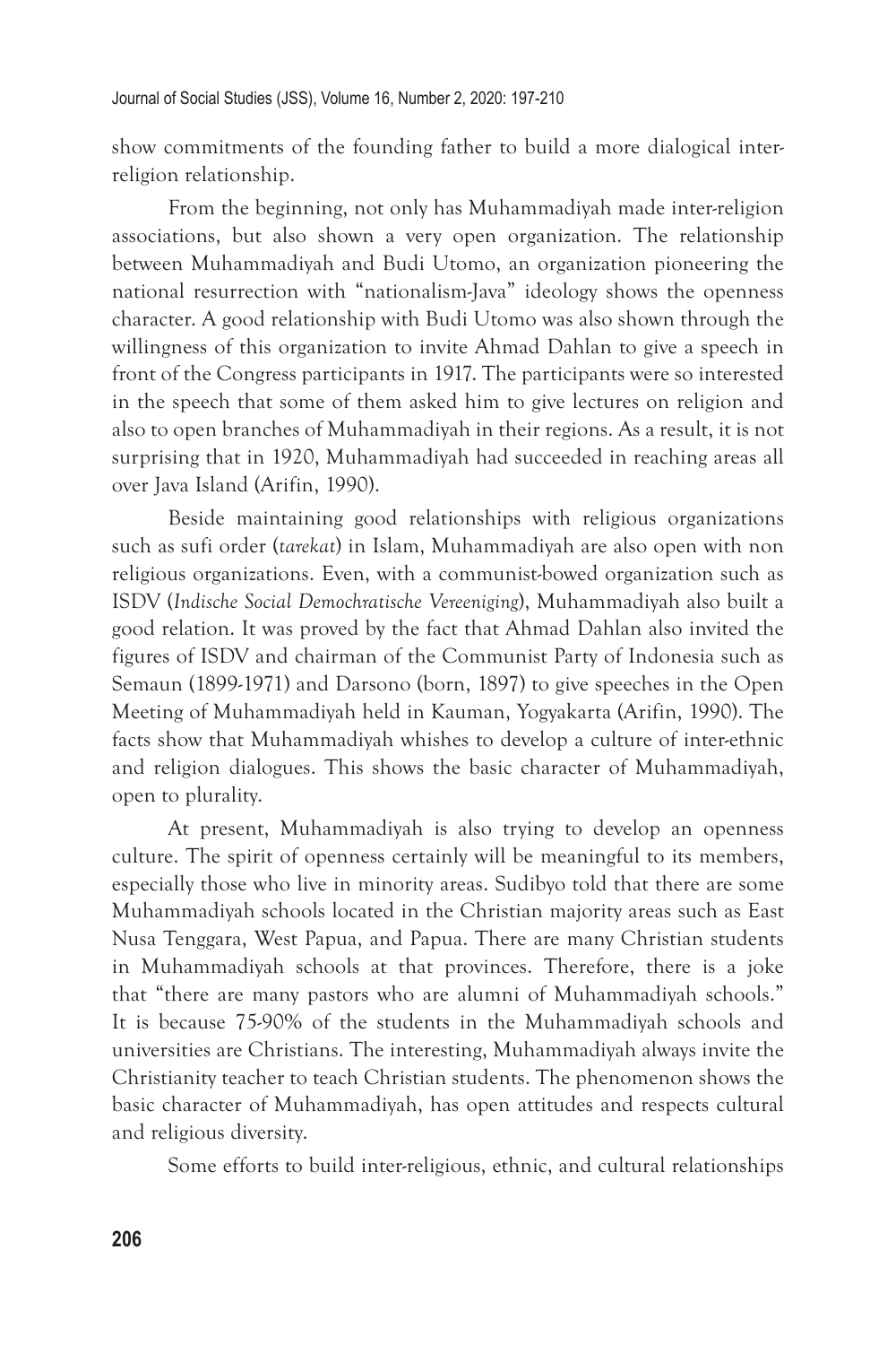show commitments of the founding father to build a more dialogical inter-religion relationship.

From the beginning, not only has Muhammadiyah made inter-religion associations, but also shown a very open organization. The relationship between Muhammadiyah and Budi Utomo, an organization pioneering the national resurrection with "nationalism-Java" ideology shows the openness character. A good relationship with Budi Utomo was also shown through the willingness of this organization to invite Ahmad Dahlan to give a speech in front of the Congress participants in 1917. The participants were so interested in the speech that some of them asked him to give lectures on religion and also to open branches of Muhammadiyah in their regions. As a result, it is not surprising that in 1920, Muhammadiyah had succeeded in reaching areas all over Java Island (Arifin, 1990).

Beside maintaining good relationships with religious organizations such as sufi order (*tarekat*) in Islam, Muhammadiyah are also open with non religious organizations. Even, with a communist-bowed organization such as ISDV (*Indische Social Demochratische Vereeniging*), Muhammadiyah also built a good relation. It was proved by the fact that Ahmad Dahlan also invited the figures of ISDV and chairman of the Communist Party of Indonesia such as Semaun (1899-1971) and Darsono (born, 1897) to give speeches in the Open Meeting of Muhammadiyah held in Kauman, Yogyakarta (Arifin, 1990). The facts show that Muhammadiyah whishes to develop a culture of inter-ethnic and religion dialogues. This shows the basic character of Muhammadiyah, open to plurality.

At present, Muhammadiyah is also trying to develop an openness culture. The spirit of openness certainly will be meaningful to its members, especially those who live in minority areas. Sudibyo told that there are some Muhammadiyah schools located in the Christian majority areas such as East Nusa Tenggara, West Papua, and Papua. There are many Christian students in Muhammadiyah schools at that provinces. Therefore, there is a joke that "there are many pastors who are alumni of Muhammadiyah schools." It is because 75-90% of the students in the Muhammadiyah schools and universities are Christians. The interesting, Muhammadiyah always invite the Christianity teacher to teach Christian students. The phenomenon shows the basic character of Muhammadiyah, has open attitudes and respects cultural and religious diversity.

Some efforts to build inter-religious, ethnic, and cultural relationships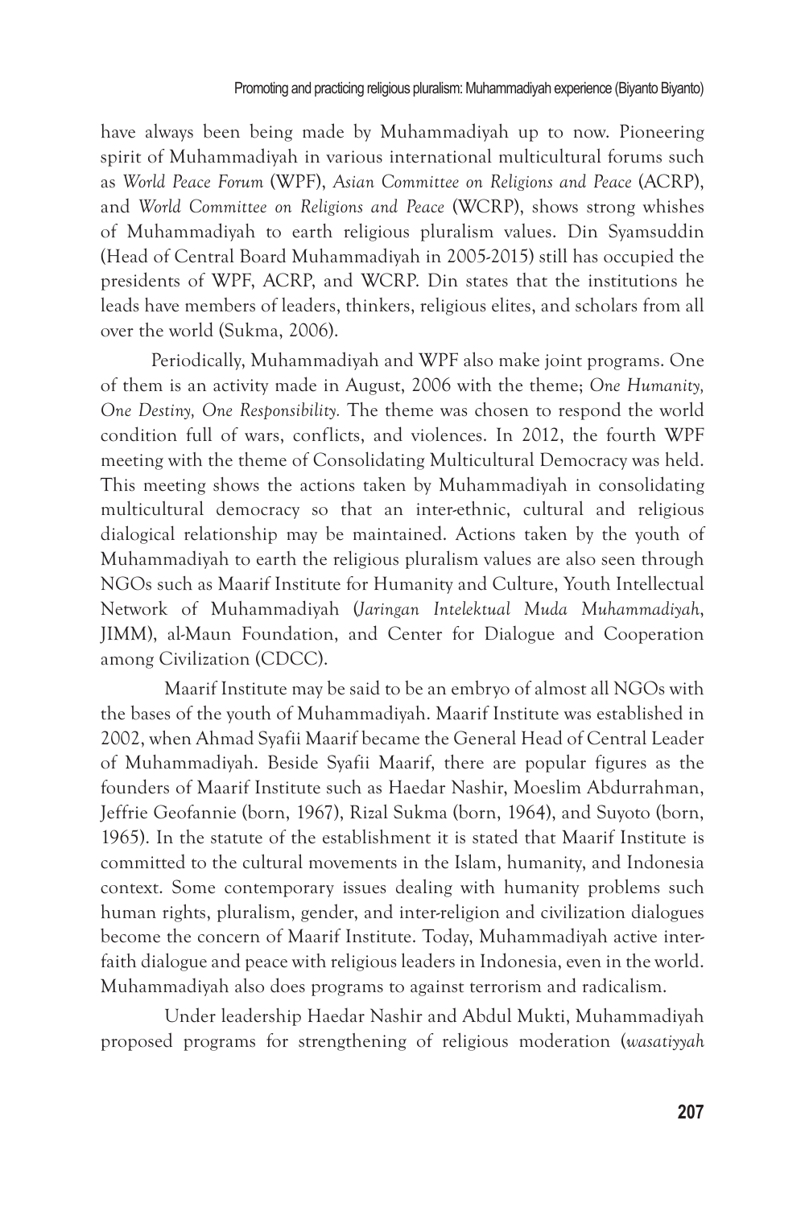have always been being made by Muhammadiyah up to now. Pioneering spirit of Muhammadiyah in various international multicultural forums such as *World Peace Forum* (WPF), *Asian Committee on Religions and Peace* (ACRP), and *World Committee on Religions and Peace* (WCRP), shows strong whishes of Muhammadiyah to earth religious pluralism values. Din Syamsuddin (Head of Central Board Muhammadiyah in 2005-2015) still has occupied the presidents of WPF, ACRP, and WCRP. Din states that the institutions he leads have members of leaders, thinkers, religious elites, and scholars from all over the world (Sukma, 2006).

Periodically, Muhammadiyah and WPF also make joint programs. One of them is an activity made in August, 2006 with the theme; *One Humanity, One Destiny, One Responsibility.* The theme was chosen to respond the world condition full of wars, conflicts, and violences. In 2012, the fourth WPF meeting with the theme of Consolidating Multicultural Democracy was held. This meeting shows the actions taken by Muhammadiyah in consolidating multicultural democracy so that an inter-ethnic, cultural and religious dialogical relationship may be maintained. Actions taken by the youth of Muhammadiyah to earth the religious pluralism values are also seen through NGOs such as Maarif Institute for Humanity and Culture, Youth Intellectual Network of Muhammadiyah (*Jaringan Intelektual Muda Muhammadiyah*, JIMM), al-Maun Foundation, and Center for Dialogue and Cooperation among Civilization (CDCC).

Maarif Institute may be said to be an embryo of almost all NGOs with the bases of the youth of Muhammadiyah. Maarif Institute was established in 2002, when Ahmad Syafii Maarif became the General Head of Central Leader of Muhammadiyah. Beside Syafii Maarif, there are popular figures as the founders of Maarif Institute such as Haedar Nashir, Moeslim Abdurrahman, Jeffrie Geofannie (born, 1967), Rizal Sukma (born, 1964), and Suyoto (born, 1965). In the statute of the establishment it is stated that Maarif Institute is committed to the cultural movements in the Islam, humanity, and Indonesia context. Some contemporary issues dealing with humanity problems such human rights, pluralism, gender, and inter-religion and civilization dialogues become the concern of Maarif Institute. Today, Muhammadiyah active inter-faith dialogue and peace with religious leaders in Indonesia, even in the world. Muhammadiyah also does programs to against terrorism and radicalism.

Under leadership Haedar Nashir and Abdul Mukti, Muhammadiyah proposed programs for strengthening of religious moderation (*wasatiyyah*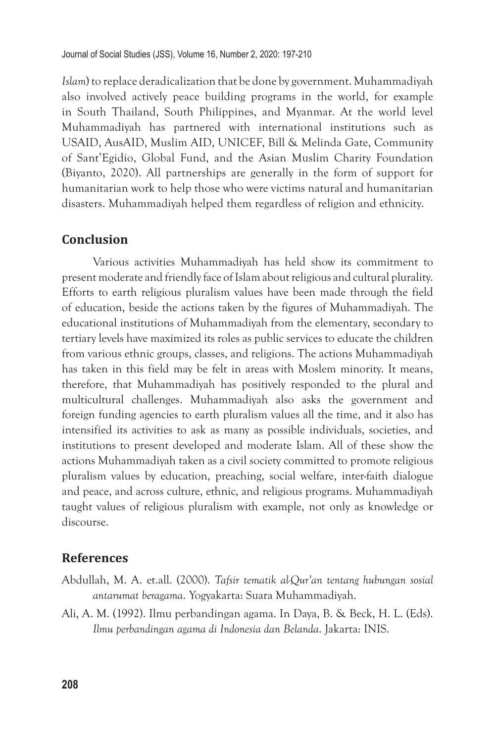*Islam*) to replace deradicalization that be done by government. Muhammadiyah also involved actively peace building programs in the world, for example in South Thailand, South Philippines, and Myanmar. At the world level Muhammadiyah has partnered with international institutions such as USAID, AusAID, Muslim AID, UNICEF, Bill & Melinda Gate, Community of Sant'Egidio, Global Fund, and the Asian Muslim Charity Foundation (Biyanto, 2020). All partnerships are generally in the form of support for humanitarian work to help those who were victims natural and humanitarian disasters. Muhammadiyah helped them regardless of religion and ethnicity.

## Conclusion

Various activities Muhammadiyah has held show its commitment to present moderate and friendly face of Islam about religious and cultural plurality. Efforts to earth religious pluralism values have been made through the field of education, beside the actions taken by the figures of Muhammadiyah. The educational institutions of Muhammadiyah from the elementary, secondary to tertiary levels have maximized its roles as public services to educate the children from various ethnic groups, classes, and religions. The actions Muhammadiyah has taken in this field may be felt in areas with Moslem minority. It means, therefore, that Muhammadiyah has positively responded to the plural and multicultural challenges. Muhammadiyah also asks the government and foreign funding agencies to earth pluralism values all the time, and it also has intensified its activities to ask as many as possible individuals, societies, and institutions to present developed and moderate Islam. All of these show the actions Muhammadiyah taken as a civil society committed to promote religious pluralism values by education, preaching, social welfare, inter-faith dialogue and peace, and across culture, ethnic, and religious programs. Muhammadiyah taught values of religious pluralism with example, not only as knowledge or discourse.

## References

Abdullah, M. A. et.all. (2000). *Tafsir tematik al-Qur'an tentang hubungan sosial antarumat beragama*. Yogyakarta: Suara Muhammadiyah.

Ali, A. M. (1992). Ilmu perbandingan agama. In Daya, B. & Beck, H. L. (Eds). *Ilmu perbandingan agama di Indonesia dan Belanda*. Jakarta: INIS.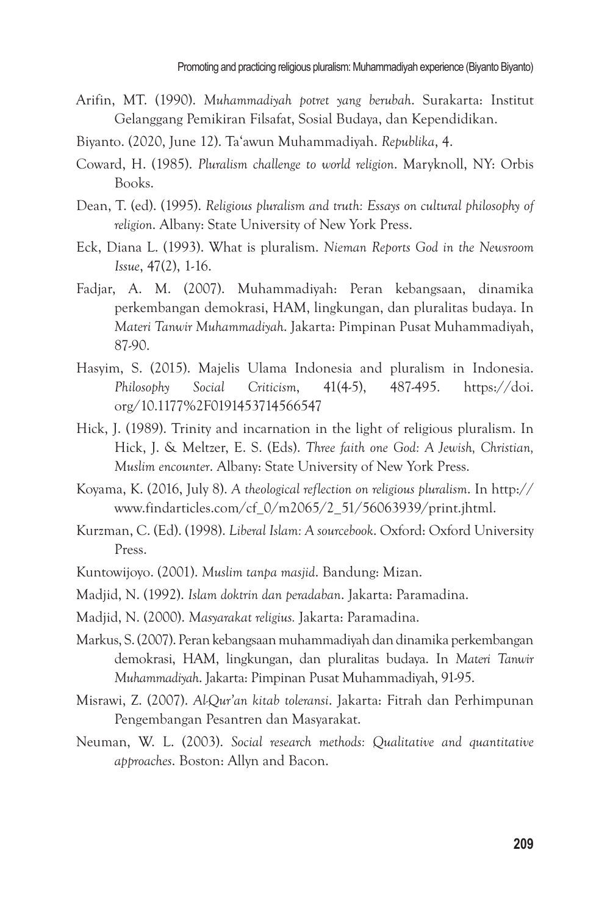Arifin, MT. (1990). *Muhammadiyah potret yang berubah*. Surakarta: Institut Gelanggang Pemikiran Filsafat, Sosial Budaya, dan Kependidikan.

Biyanto. (2020, June 12). Ta'awun Muhammadiyah. *Republika*, 4.

Coward, H. (1985). *Pluralism challenge to world religion*. Maryknoll, NY: Orbis Books.

Dean, T. (ed). (1995). *Religious pluralism and truth: Essays on cultural philosophy of religion*. Albany: State University of New York Press.

Eck, Diana L. (1993). What is pluralism. *Nieman Reports God in the Newsroom Issue*, 47(2), 1-16.

Fadjar, A. M. (2007). Muhammadiyah: Peran kebangsaan, dinamika perkembangan demokrasi, HAM, lingkungan, dan pluralitas budaya. In *Materi Tanwir Muhammadiyah*. Jakarta: Pimpinan Pusat Muhammadiyah, 87-90.

Hasyim, S. (2015). Majelis Ulama Indonesia and pluralism in Indonesia. *Philosophy Social Criticism*, 41(4-5), 487-495. https://doi.org/10.1177%2F0191453714566547

Hick, J. (1989). Trinity and incarnation in the light of religious pluralism. In Hick, J. & Meltzer, E. S. (Eds). *Three faith one God: A Jewish, Christian, Muslim encounter*. Albany: State University of New York Press.

Koyama, K. (2016, July 8). *A theological reflection on religious pluralism*. In http://www.findarticles.com/cf_0/m2065/2_51/56063939/print.jhtml.

Kurzman, C. (Ed). (1998). *Liberal Islam: A sourcebook*. Oxford: Oxford University Press.

Kuntowijoyo. (2001). *Muslim tanpa masjid*. Bandung: Mizan.

Madjid, N. (1992). *Islam doktrin dan peradaban*. Jakarta: Paramadina.

Madjid, N. (2000). *Masyarakat religius.* Jakarta: Paramadina.

Markus, S. (2007). Peran kebangsaan muhammadiyah dan dinamika perkembangan demokrasi, HAM, lingkungan, dan pluralitas budaya. In *Materi Tanwir Muhammadiyah*. Jakarta: Pimpinan Pusat Muhammadiyah, 91-95.

Misrawi, Z. (2007). *Al-Qur'an kitab toleransi*. Jakarta: Fitrah dan Perhimpunan Pengembangan Pesantren dan Masyarakat.

Neuman, W. L. (2003). *Social research methods: Qualitative and quantitative approaches*. Boston: Allyn and Bacon.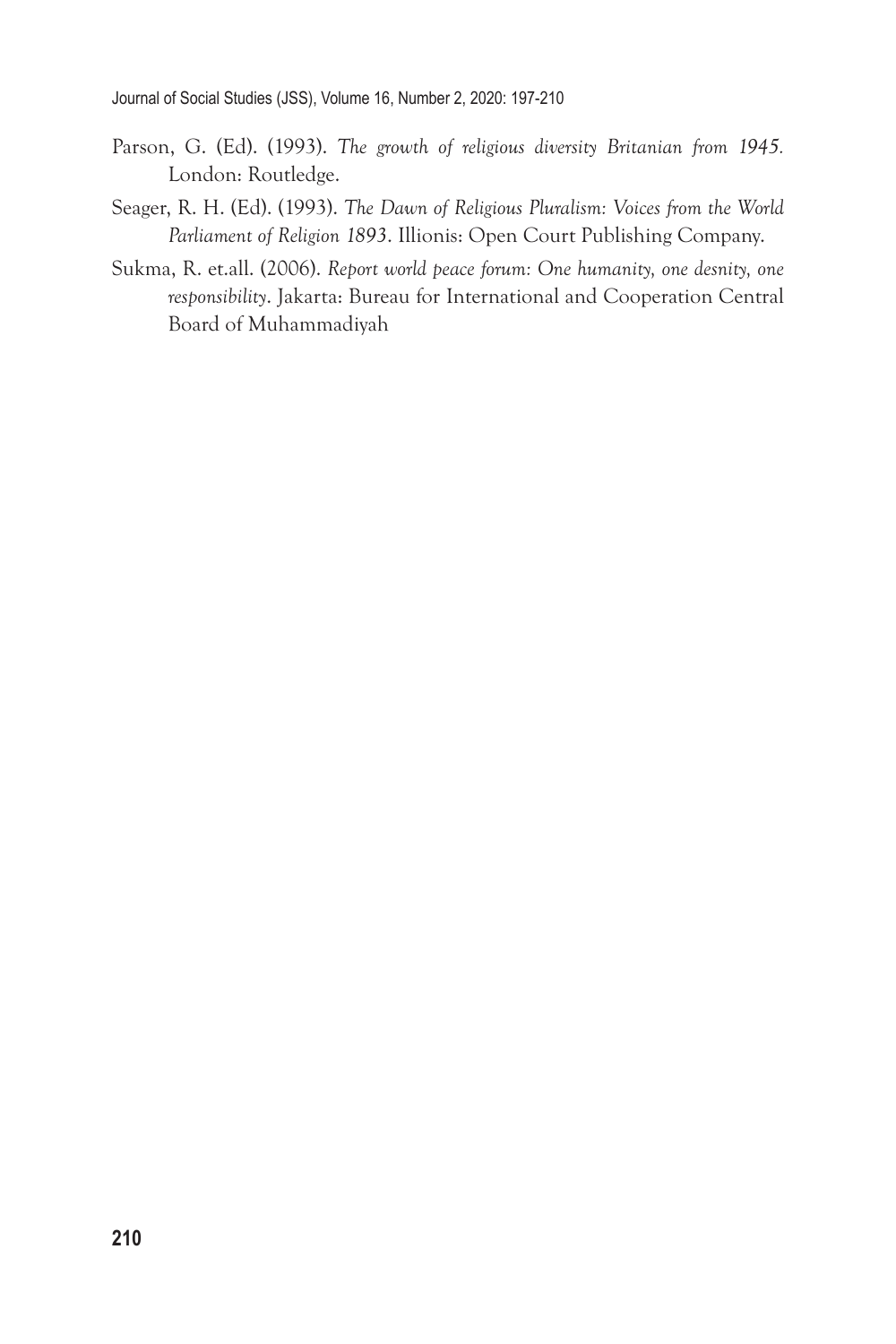Parson, G. (Ed). (1993). *The growth of religious diversity Britanian from 1945.* London: Routledge.

Seager, R. H. (Ed). (1993). *The Dawn of Religious Pluralism: Voices from the World Parliament of Religion 1893*. Illionis: Open Court Publishing Company.

Sukma, R. et.all. (2006). *Report world peace forum: One humanity, one desnity, one responsibility*. Jakarta: Bureau for International and Cooperation Central Board of Muhammadiyah